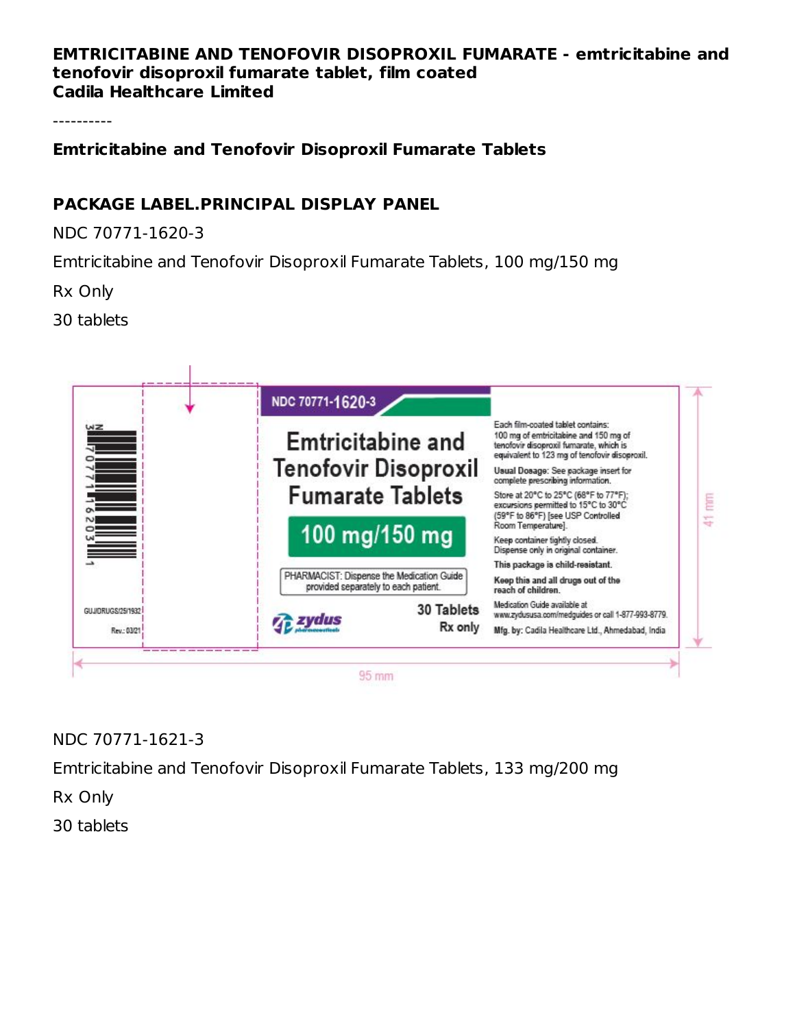**EMTRICITABINE AND TENOFOVIR DISOPROXIL FUMARATE - emtricitabine and tenofovir disoproxil fumarate tablet, film coated**
**Cadila Healthcare Limited**

----------

**Emtricitabine and Tenofovir Disoproxil Fumarate Tablets**

## PACKAGE LABEL.PRINCIPAL DISPLAY PANEL

NDC 70771-1620-3

Emtricitabine and Tenofovir Disoproxil Fumarate Tablets, 100 mg/150 mg

Rx Only

30 tablets

NDC 70771-1620-3

Emtricitabine and Tenofovir Disoproxil Fumarate Tablets

100 mg/150 mg

PHARMACIST: Dispense the Medication Guide provided separately to each patient.

zydus pharmaceuticals

30 Tablets

Rx only

Each film-coated tablet contains: 100 mg of emtricitabine and 150 mg of tenofovir disoproxil fumarate, which is equivalent to 123 mg of tenofovir disoproxil.

Usual Dosage: See package insert for complete prescribing information.

Store at 20°C to 25°C (68°F to 77°F); excursions permitted to 15°C to 30°C (59°F to 86°F) [see USP Controlled Room Temperature].

Keep container tightly closed. Dispense only in original container.

**This package is child-resistant.**

**Keep this and all drugs out of the reach of children.**

Medication Guide available at www.zydususa.com/medguides or call 1-877-993-8779.

**Mfg. by:** Cadila Healthcare Ltd., Ahmedabad, India

GUJ/DRUGS/25/1932

Rev.: 03/21

95 mm

41 mm

NDC 70771-1621-3

Emtricitabine and Tenofovir Disoproxil Fumarate Tablets, 133 mg/200 mg

Rx Only

30 tablets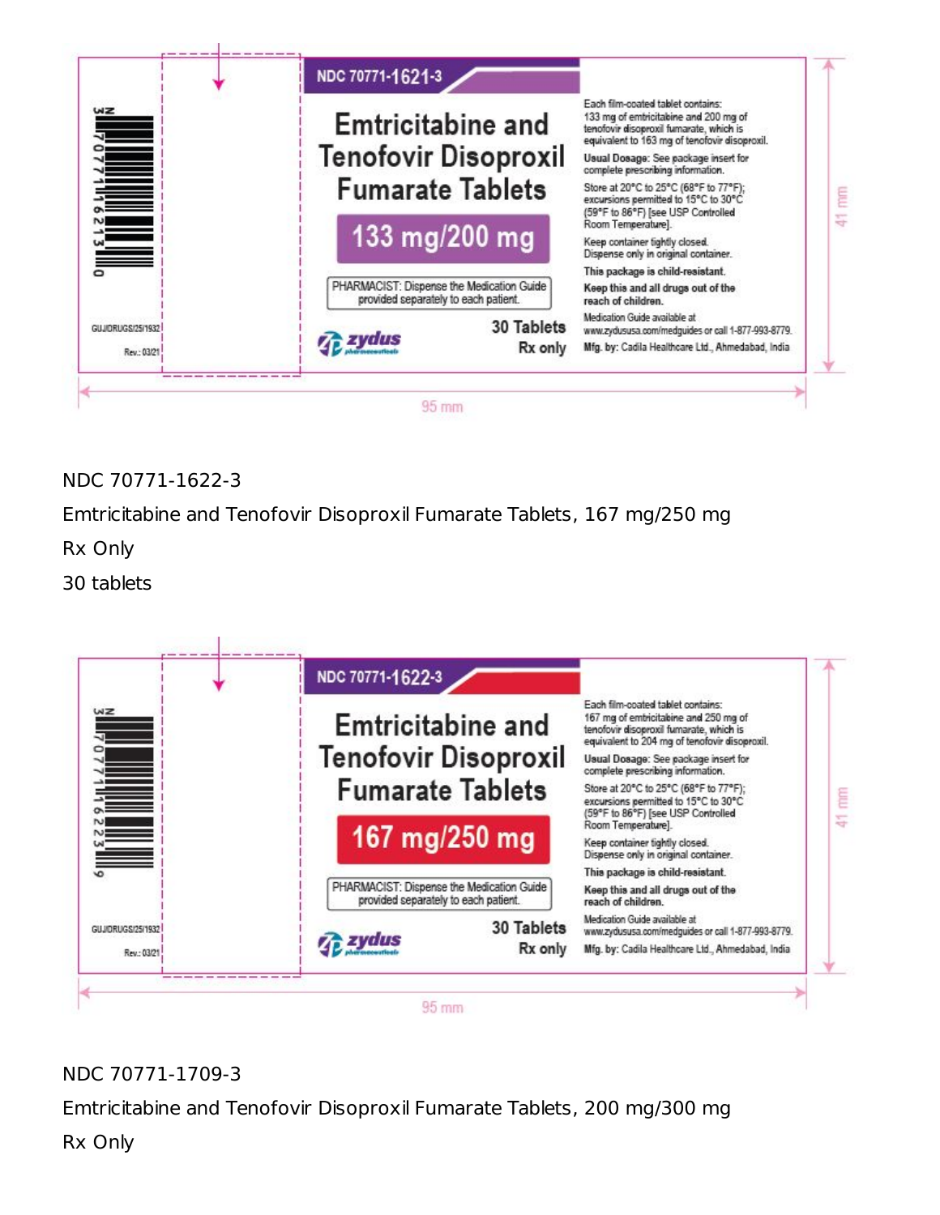NDC 70771-1621-3

**Emtricitabine and Tenofovir Disoproxil Fumarate Tablets**

**133 mg/200 mg**

PHARMACIST: Dispense the Medication Guide provided separately to each patient.

zydus pharmaceuticals

30 Tablets

Rx only

Each film-coated tablet contains: 133 mg of emtricitabine and 200 mg of tenofovir disoproxil fumarate, which is equivalent to 163 mg of tenofovir disoproxil.

**Usual Dosage:** See package insert for complete prescribing information.

Store at 20°C to 25°C (68°F to 77°F); excursions permitted to 15°C to 30°C (59°F to 86°F) [see USP Controlled Room Temperature].

Keep container tightly closed. Dispense only in original container.

**This package is child-resistant.**

**Keep this and all drugs out of the reach of children.**

Medication Guide available at www.zydususa.com/medguides or call 1-877-993-8779.

**Mfg. by:** Cadila Healthcare Ltd., Ahmedabad, India

GUJ/DRUGS/25/1932

Rev.: 03/21

N 3 70771 16213 0

95 mm

41 mm

NDC 70771-1622-3

Emtricitabine and Tenofovir Disoproxil Fumarate Tablets, 167 mg/250 mg

Rx Only

30 tablets

NDC 70771-1622-3

**Emtricitabine and Tenofovir Disoproxil Fumarate Tablets**

**167 mg/250 mg**

PHARMACIST: Dispense the Medication Guide provided separately to each patient.

zydus pharmaceuticals

30 Tablets

Rx only

Each film-coated tablet contains: 167 mg of emtricitabine and 250 mg of tenofovir disoproxil fumarate, which is equivalent to 204 mg of tenofovir disoproxil.

**Usual Dosage:** See package insert for complete prescribing information.

Store at 20°C to 25°C (68°F to 77°F); excursions permitted to 15°C to 30°C (59°F to 86°F) [see USP Controlled Room Temperature].

Keep container tightly closed. Dispense only in original container.

**This package is child-resistant.**

**Keep this and all drugs out of the reach of children.**

Medication Guide available at www.zydususa.com/medguides or call 1-877-993-8779.

**Mfg. by:** Cadila Healthcare Ltd., Ahmedabad, India

GUJ/DRUGS/25/1932

Rev.: 03/21

N 3 70771 16223 9

95 mm

41 mm

NDC 70771-1709-3

Emtricitabine and Tenofovir Disoproxil Fumarate Tablets, 200 mg/300 mg

Rx Only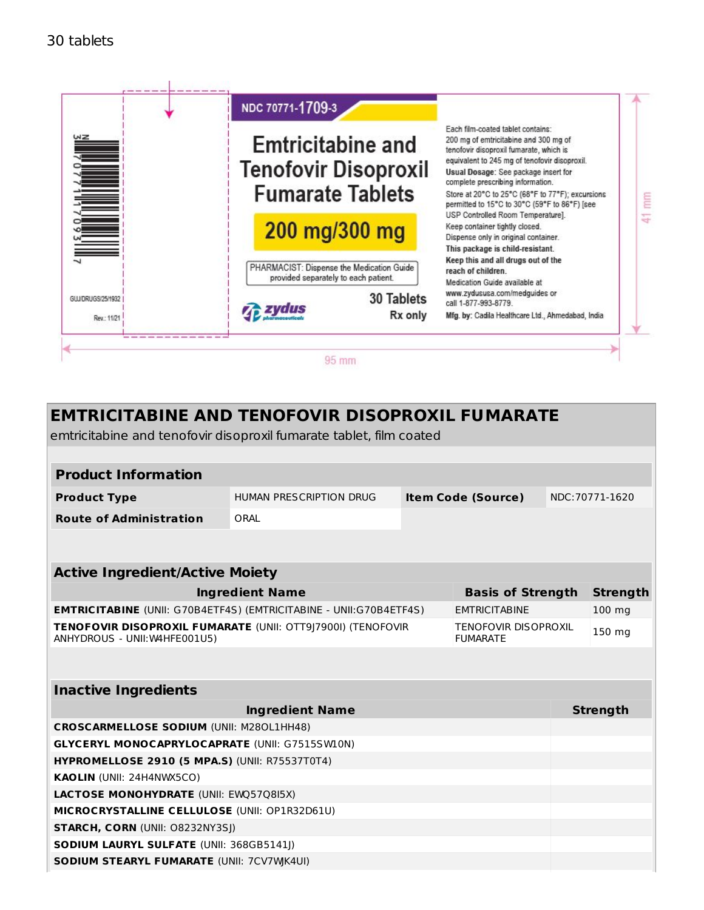30 tablets

NDC 70771-1709-3

Emtricitabine and Tenofovir Disoproxil Fumarate Tablets

200 mg/300 mg

PHARMACIST: Dispense the Medication Guide provided separately to each patient.

30 Tablets

Rx only

zydus pharmaceuticals

Each film-coated tablet contains: 200 mg of emtricitabine and 300 mg of tenofovir disoproxil fumarate, which is equivalent to 245 mg of tenofovir disoproxil.

**Usual Dosage**: See package insert for complete prescribing information.

Store at 20°C to 25°C (68°F to 77°F); excursions permitted to 15°C to 30°C (59°F to 86°F) [see USP Controlled Room Temperature].

Keep container tightly closed.

Dispense only in original container.

**This package is child-resistant.**

**Keep this and all drugs out of the reach of children.**

Medication Guide available at www.zydususa.com/medguides or call 1-877-993-8779.

**Mfg. by:** Cadila Healthcare Ltd., Ahmedabad, India

N 3 70771 17093 7

GUJ/DRUGS/25/1932

Rev.: 11/21

95 mm

41 mm

## EMTRICITABINE AND TENOFOVIR DISOPROXIL FUMARATE

emtricitabine and tenofovir disoproxil fumarate tablet, film coated

| **Product Information** | | | |
|---|---|---|---|
| **Product Type** | HUMAN PRESCRIPTION DRUG | **Item Code (Source)** | NDC:70771-1620 |
| **Route of Administration** | ORAL | | |

| **Active Ingredient/Active Moiety** | | |
|---|---|---|
| **Ingredient Name** | **Basis of Strength** | **Strength** |
| **EMTRICITABINE** (UNII: G70B4ETF4S) (EMTRICITABINE - UNII:G70B4ETF4S) | EMTRICITABINE | 100 mg |
| **TENOFOVIR DISOPROXIL FUMARATE** (UNII: OTT9J7900I) (TENOFOVIR ANHYDROUS - UNII:W4HFE001U5) | TENOFOVIR DISOPROXIL FUMARATE | 150 mg |

| **Inactive Ingredients** | |
|---|---|
| **Ingredient Name** | **Strength** |
| **CROSCARMELLOSE SODIUM** (UNII: M28OL1HH48) | |
| **GLYCERYL MONOCAPRYLOCAPRATE** (UNII: G7515SW10N) | |
| **HYPROMELLOSE 2910 (5 MPA.S)** (UNII: R75537T0T4) | |
| **KAOLIN** (UNII: 24H4NWX5CO) | |
| **LACTOSE MONOHYDRATE** (UNII: EWQ57Q8I5X) | |
| **MICROCRYSTALLINE CELLULOSE** (UNII: OP1R32D61U) | |
| **STARCH, CORN** (UNII: O8232NY3SJ) | |
| **SODIUM LAURYL SULFATE** (UNII: 368GB5141J) | |
| **SODIUM STEARYL FUMARATE** (UNII: 7CV7WJK4UI) | |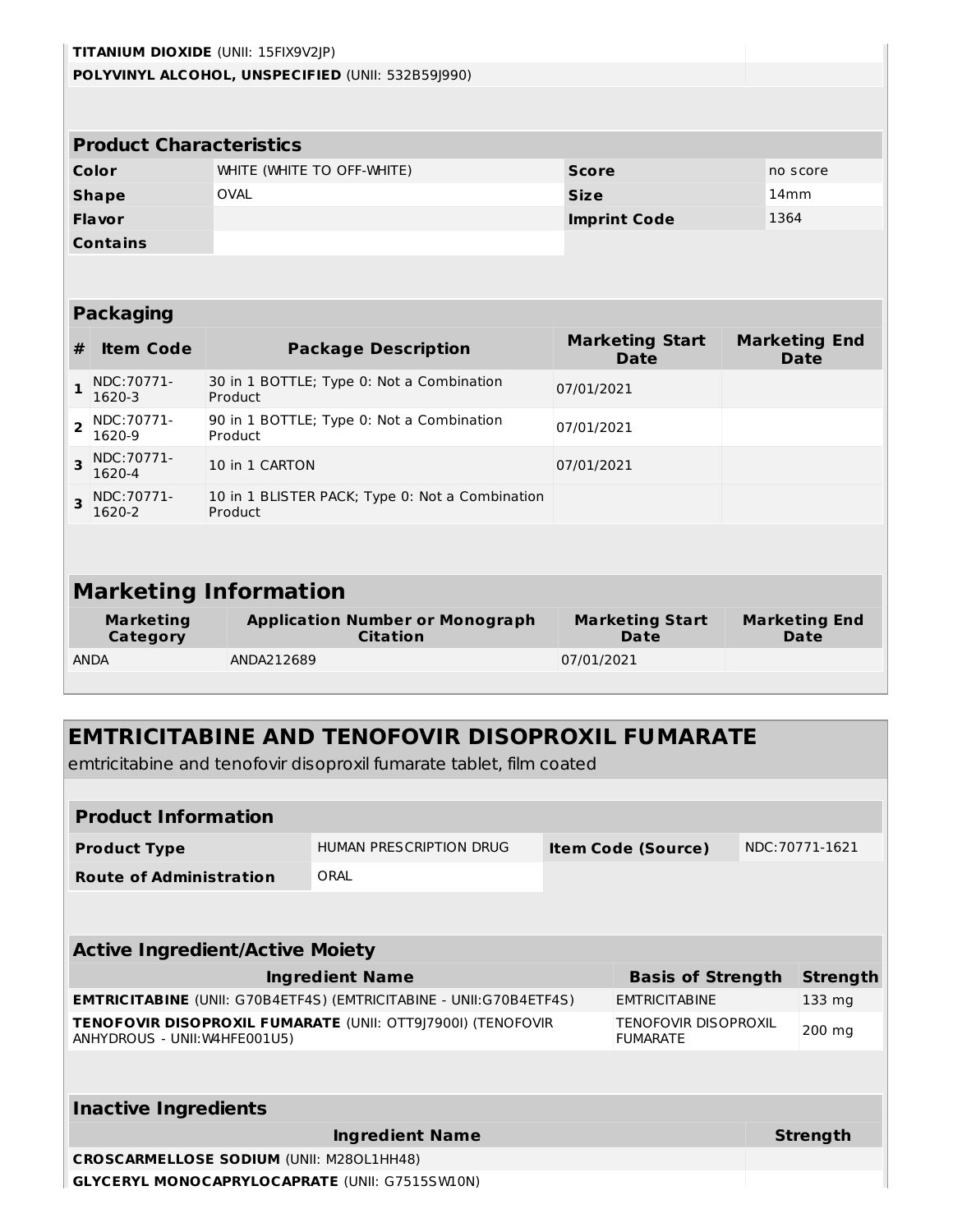| | |
|---|---|
| **TITANIUM DIOXIDE** (UNII: 15FIX9V2JP) | |
| **POLYVINYL ALCOHOL, UNSPECIFIED** (UNII: 532B59J990) | |

| Product Characteristics | | | |
|---|---|---|---|
| **Color** | WHITE (WHITE TO OFF-WHITE) | **Score** | no score |
| **Shape** | OVAL | **Size** | 14mm |
| **Flavor** | | **Imprint Code** | 1364 |
| **Contains** | | | |

| Packaging | | | | |
|---|---|---|---|---|
| **#** | **Item Code** | **Package Description** | **Marketing Start Date** | **Marketing End Date** |
| **1** | NDC:70771-1620-3 | 30 in 1 BOTTLE; Type 0: Not a Combination Product | 07/01/2021 | |
| **2** | NDC:70771-1620-9 | 90 in 1 BOTTLE; Type 0: Not a Combination Product | 07/01/2021 | |
| **3** | NDC:70771-1620-4 | 10 in 1 CARTON | 07/01/2021 | |
| **3** | NDC:70771-1620-2 | 10 in 1 BLISTER PACK; Type 0: Not a Combination Product | | |

| Marketing Information | | | |
|---|---|---|---|
| **Marketing Category** | **Application Number or Monograph Citation** | **Marketing Start Date** | **Marketing End Date** |
| ANDA | ANDA212689 | 07/01/2021 | |

## EMTRICITABINE AND TENOFOVIR DISOPROXIL FUMARATE

emtricitabine and tenofovir disoproxil fumarate tablet, film coated

| Product Information | | | |
|---|---|---|---|
| **Product Type** | HUMAN PRESCRIPTION DRUG | **Item Code (Source)** | NDC:70771-1621 |
| **Route of Administration** | ORAL | | |

| Active Ingredient/Active Moiety | | |
|---|---|---|
| **Ingredient Name** | **Basis of Strength** | **Strength** |
| **EMTRICITABINE** (UNII: G70B4ETF4S) (EMTRICITABINE - UNII:G70B4ETF4S) | EMTRICITABINE | 133 mg |
| **TENOFOVIR DISOPROXIL FUMARATE** (UNII: OTT9J7900I) (TENOFOVIR ANHYDROUS - UNII:W4HFE001U5) | TENOFOVIR DISOPROXIL FUMARATE | 200 mg |

| Inactive Ingredients | |
|---|---|
| **Ingredient Name** | **Strength** |
| **CROSCARMELLOSE SODIUM** (UNII: M28OL1HH48) | |
| **GLYCERYL MONOCAPRYLOCAPRATE** (UNII: G7515SW10N) | |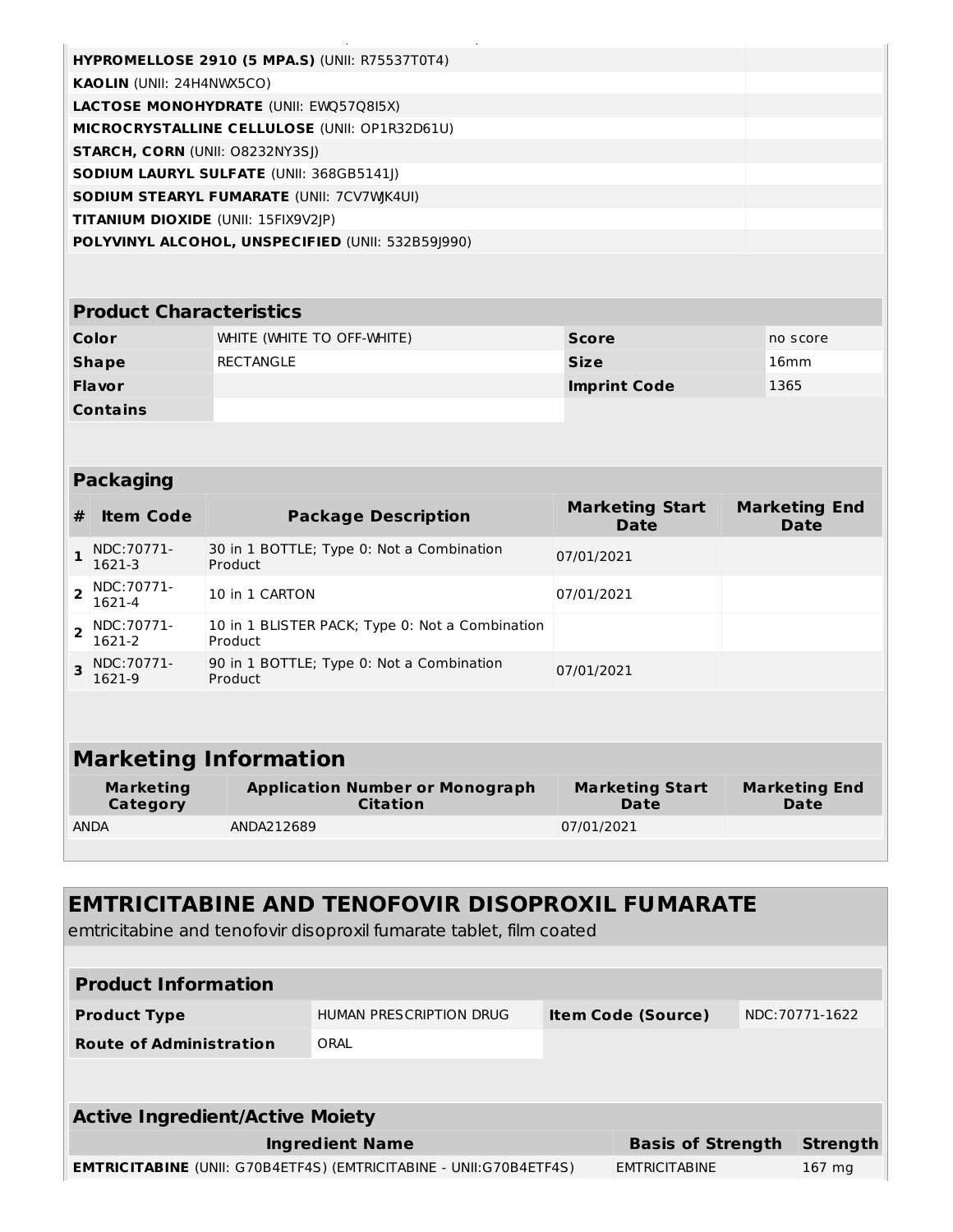| | |
|---|---|
| **HYPROMELLOSE 2910 (5 MPA.S)** (UNII: R75537T0T4) | |
| **KAOLIN** (UNII: 24H4NWX5CO) | |
| **LACTOSE MONOHYDRATE** (UNII: EWQ57Q8I5X) | |
| **MICROCRYSTALLINE CELLULOSE** (UNII: OP1R32D61U) | |
| **STARCH, CORN** (UNII: O8232NY3SJ) | |
| **SODIUM LAURYL SULFATE** (UNII: 368GB5141J) | |
| **SODIUM STEARYL FUMARATE** (UNII: 7CV7WJK4UI) | |
| **TITANIUM DIOXIDE** (UNII: 15FIX9V2JP) | |
| **POLYVINYL ALCOHOL, UNSPECIFIED** (UNII: 532B59J990) | |

| **Product Characteristics** | | | |
|---|---|---|---|
| **Color** | WHITE (WHITE TO OFF-WHITE) | **Score** | no score |
| **Shape** | RECTANGLE | **Size** | 16mm |
| **Flavor** | | **Imprint Code** | 1365 |
| **Contains** | | | |

**Packaging**

| # | Item Code | Package Description | Marketing Start Date | Marketing End Date |
|---|---|---|---|---|
| 1 | NDC:70771-1621-3 | 30 in 1 BOTTLE; Type 0: Not a Combination Product | 07/01/2021 | |
| 2 | NDC:70771-1621-4 | 10 in 1 CARTON | 07/01/2021 | |
| 2 | NDC:70771-1621-2 | 10 in 1 BLISTER PACK; Type 0: Not a Combination Product | | |
| 3 | NDC:70771-1621-9 | 90 in 1 BOTTLE; Type 0: Not a Combination Product | 07/01/2021 | |

**Marketing Information**

| Marketing Category | Application Number or Monograph Citation | Marketing Start Date | Marketing End Date |
|---|---|---|---|
| ANDA | ANDA212689 | 07/01/2021 | |

## EMTRICITABINE AND TENOFOVIR DISOPROXIL FUMARATE

emtricitabine and tenofovir disoproxil fumarate tablet, film coated

| **Product Information** | | | |
|---|---|---|---|
| **Product Type** | HUMAN PRESCRIPTION DRUG | **Item Code (Source)** | NDC:70771-1622 |
| **Route of Administration** | ORAL | | |

**Active Ingredient/Active Moiety**

| Ingredient Name | Basis of Strength | Strength |
|---|---|---|
| **EMTRICITABINE** (UNII: G70B4ETF4S) (EMTRICITABINE - UNII:G70B4ETF4S) | EMTRICITABINE | 167 mg |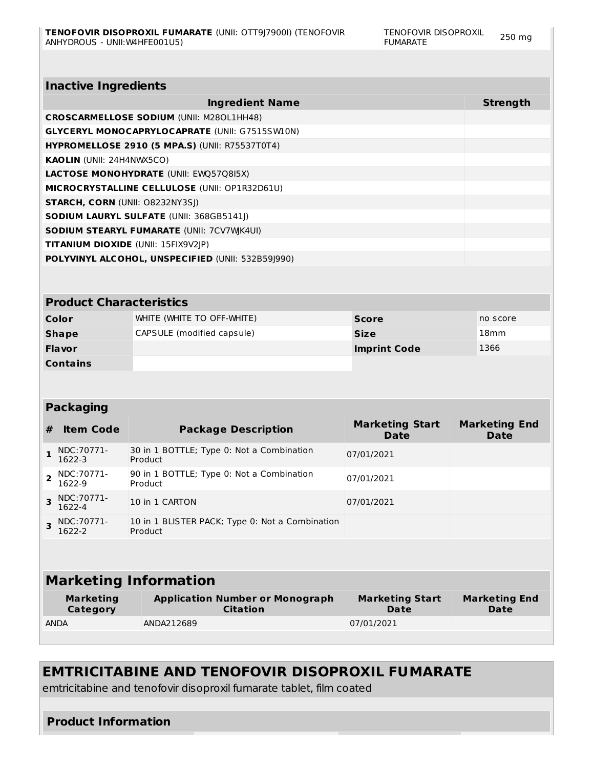| TENOFOVIR DISOPROXIL FUMARATE (UNII: OTT9J7900I) (TENOFOVIR ANHYDROUS - UNII:W4HFE001U5) | TENOFOVIR DISOPROXIL FUMARATE | 250 mg |
|---|---|---|

## Inactive Ingredients

| Ingredient Name | Strength |
|---|---|
| **CROSCARMELLOSE SODIUM** (UNII: M28OL1HH48) | |
| **GLYCERYL MONOCAPRYLOCAPRATE** (UNII: G7515SW10N) | |
| **HYPROMELLOSE 2910 (5 MPA.S)** (UNII: R75537T0T4) | |
| **KAOLIN** (UNII: 24H4NWX5CO) | |
| **LACTOSE MONOHYDRATE** (UNII: EWQ57Q8I5X) | |
| **MICROCRYSTALLINE CELLULOSE** (UNII: OP1R32D61U) | |
| **STARCH, CORN** (UNII: O8232NY3SJ) | |
| **SODIUM LAURYL SULFATE** (UNII: 368GB5141J) | |
| **SODIUM STEARYL FUMARATE** (UNII: 7CV7WJK4UI) | |
| **TITANIUM DIOXIDE** (UNII: 15FIX9V2JP) | |
| **POLYVINYL ALCOHOL, UNSPECIFIED** (UNII: 532B59J990) | |

## Product Characteristics

| | | | |
|---|---|---|---|
| **Color** | WHITE (WHITE TO OFF-WHITE) | **Score** | no score |
| **Shape** | CAPSULE (modified capsule) | **Size** | 18mm |
| **Flavor** | | **Imprint Code** | 1366 |
| **Contains** | | | |

## Packaging

| # | Item Code | Package Description | Marketing Start Date | Marketing End Date |
|---|---|---|---|---|
| 1 | NDC:70771-1622-3 | 30 in 1 BOTTLE; Type 0: Not a Combination Product | 07/01/2021 | |
| 2 | NDC:70771-1622-9 | 90 in 1 BOTTLE; Type 0: Not a Combination Product | 07/01/2021 | |
| 3 | NDC:70771-1622-4 | 10 in 1 CARTON | 07/01/2021 | |
| 3 | NDC:70771-1622-2 | 10 in 1 BLISTER PACK; Type 0: Not a Combination Product | | |

## Marketing Information

| Marketing Category | Application Number or Monograph Citation | Marketing Start Date | Marketing End Date |
|---|---|---|---|
| ANDA | ANDA212689 | 07/01/2021 | |

# EMTRICITABINE AND TENOFOVIR DISOPROXIL FUMARATE

emtricitabine and tenofovir disoproxil fumarate tablet, film coated

## Product Information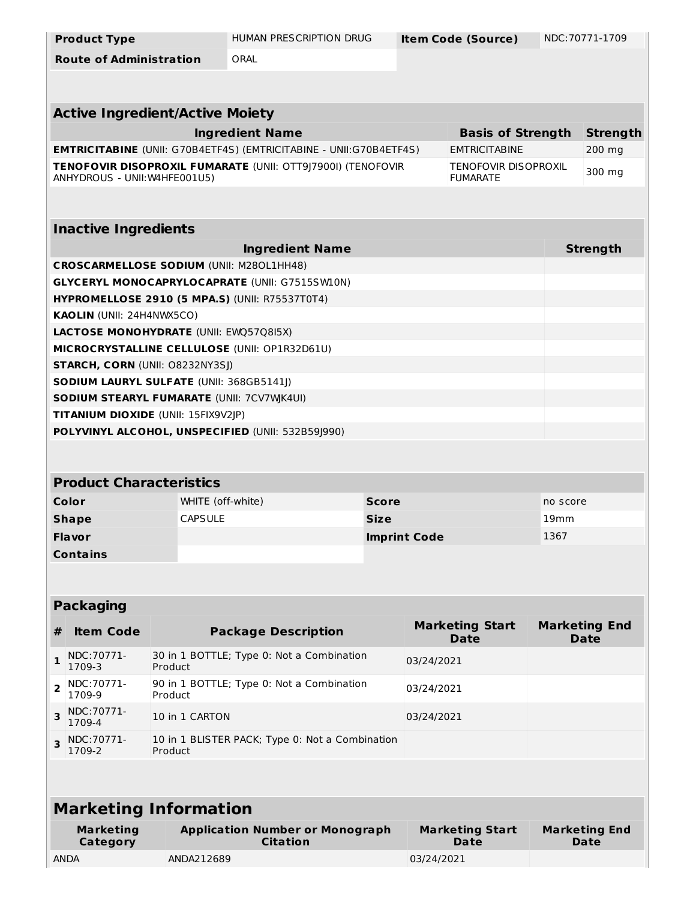| Product Type | HUMAN PRESCRIPTION DRUG | Item Code (Source) | NDC:70771-1709 |
| --- | --- | --- | --- |
| Route of Administration | ORAL | | |

| Active Ingredient/Active Moiety | | |
| --- | --- | --- |
| Ingredient Name | Basis of Strength | Strength |
| **EMTRICITABINE** (UNII: G70B4ETF4S) (EMTRICITABINE - UNII:G70B4ETF4S) | EMTRICITABINE | 200 mg |
| **TENOFOVIR DISOPROXIL FUMARATE** (UNII: OTT9J7900I) (TENOFOVIR ANHYDROUS - UNII:W4HFE001U5) | TENOFOVIR DISOPROXIL FUMARATE | 300 mg |

| Inactive Ingredients | |
| --- | --- |
| Ingredient Name | Strength |
| **CROSCARMELLOSE SODIUM** (UNII: M28OL1HH48) | |
| **GLYCERYL MONOCAPRYLOCAPRATE** (UNII: G7515SW10N) | |
| **HYPROMELLOSE 2910 (5 MPA.S)** (UNII: R75537T0T4) | |
| **KAOLIN** (UNII: 24H4NWX5CO) | |
| **LACTOSE MONOHYDRATE** (UNII: EWQ57Q8I5X) | |
| **MICROCRYSTALLINE CELLULOSE** (UNII: OP1R32D61U) | |
| **STARCH, CORN** (UNII: O8232NY3SJ) | |
| **SODIUM LAURYL SULFATE** (UNII: 368GB5141J) | |
| **SODIUM STEARYL FUMARATE** (UNII: 7CV7WJK4UI) | |
| **TITANIUM DIOXIDE** (UNII: 15FIX9V2JP) | |
| **POLYVINYL ALCOHOL, UNSPECIFIED** (UNII: 532B59J990) | |

| Product Characteristics | | | |
| --- | --- | --- | --- |
| Color | WHITE (off-white) | Score | no score |
| Shape | CAPSULE | Size | 19mm |
| Flavor | | Imprint Code | 1367 |
| Contains | | | |

| Packaging | | | | |
| --- | --- | --- | --- | --- |
| # | Item Code | Package Description | Marketing Start Date | Marketing End Date |
| 1 | NDC:70771-1709-3 | 30 in 1 BOTTLE; Type 0: Not a Combination Product | 03/24/2021 | |
| 2 | NDC:70771-1709-9 | 90 in 1 BOTTLE; Type 0: Not a Combination Product | 03/24/2021 | |
| 3 | NDC:70771-1709-4 | 10 in 1 CARTON | 03/24/2021 | |
| 3 | NDC:70771-1709-2 | 10 in 1 BLISTER PACK; Type 0: Not a Combination Product | | |

| Marketing Information | | | |
| --- | --- | --- | --- |
| Marketing Category | Application Number or Monograph Citation | Marketing Start Date | Marketing End Date |
| ANDA | ANDA212689 | 03/24/2021 | |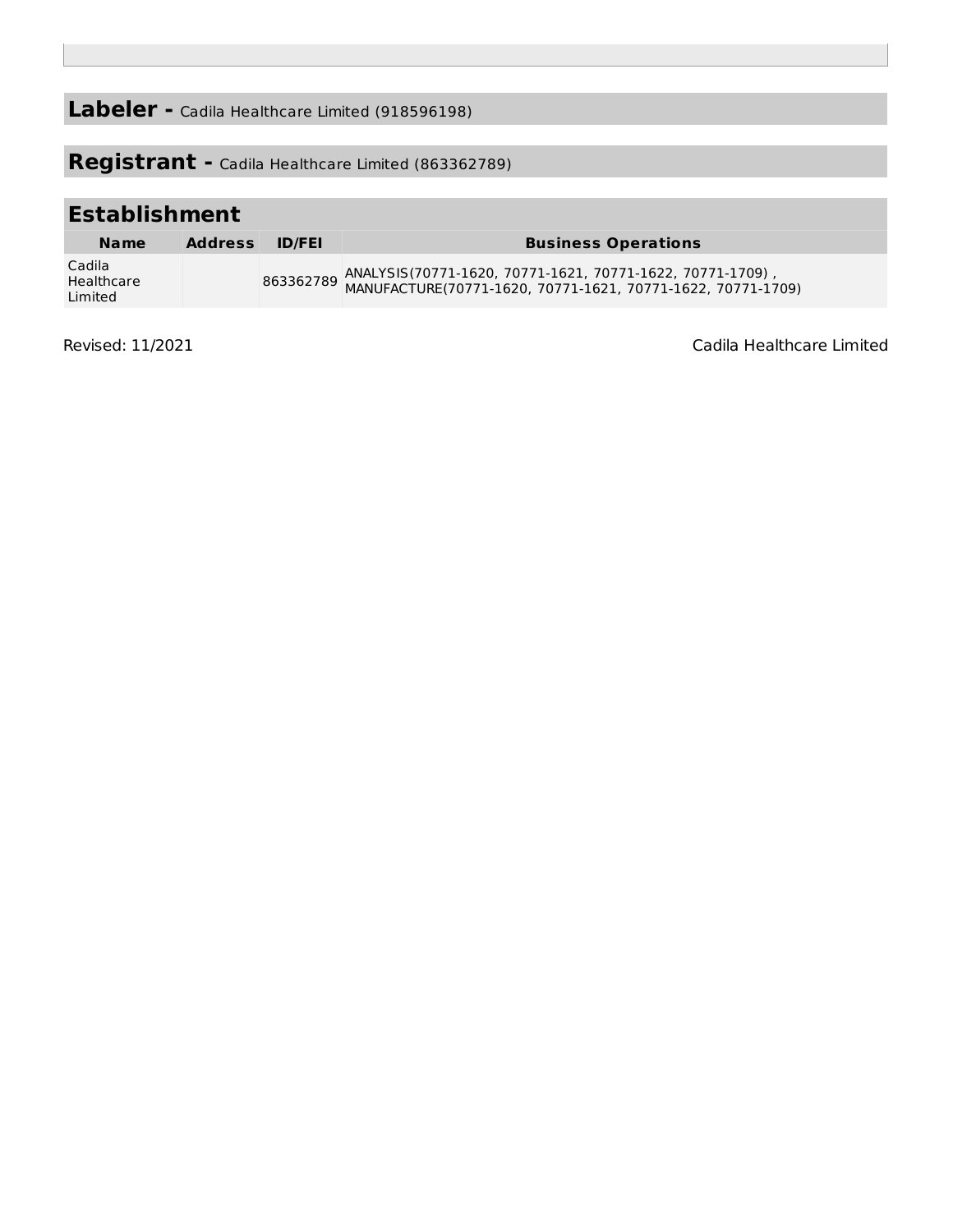## Labeler - Cadila Healthcare Limited (918596198)

## Registrant - Cadila Healthcare Limited (863362789)

## Establishment

| Name | Address | ID/FEI | Business Operations |
|---|---|---|---|
| Cadila Healthcare Limited | | 863362789 | ANALYSIS(70771-1620, 70771-1621, 70771-1622, 70771-1709) , MANUFACTURE(70771-1620, 70771-1621, 70771-1622, 70771-1709) |

Revised: 11/2021

Cadila Healthcare Limited